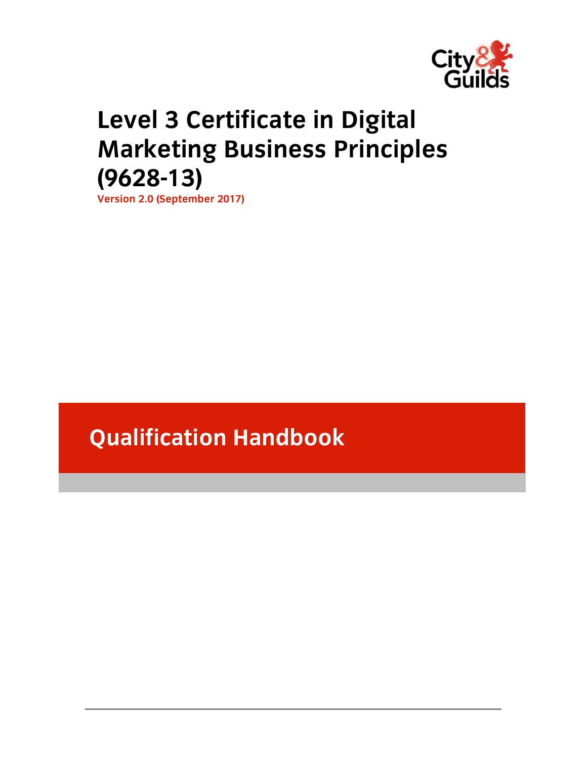City & Guilds

# Level 3 Certificate in Digital Marketing Business Principles (9628-13)

**Version 2.0 (September 2017)**

## Qualification Handbook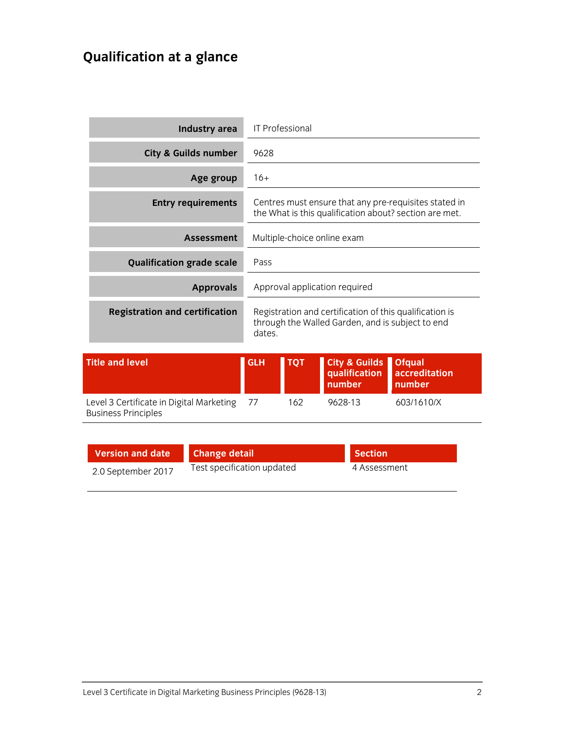# Qualification at a glance

| | |
|---|---|
| **Industry area** | IT Professional |
| **City & Guilds number** | 9628 |
| **Age group** | 16+ |
| **Entry requirements** | Centres must ensure that any pre-requisites stated in the What is this qualification about? section are met. |
| **Assessment** | Multiple-choice online exam |
| **Qualification grade scale** | Pass |
| **Approvals** | Approval application required |
| **Registration and certification** | Registration and certification of this qualification is through the Walled Garden, and is subject to end dates. |

| Title and level | GLH | TQT | City & Guilds qualification number | Ofqual accreditation number |
|---|---|---|---|---|
| Level 3 Certificate in Digital Marketing Business Principles | 77 | 162 | 9628-13 | 603/1610/X |

| Version and date | Change detail | Section |
|---|---|---|
| 2.0 September 2017 | Test specification updated | 4 Assessment |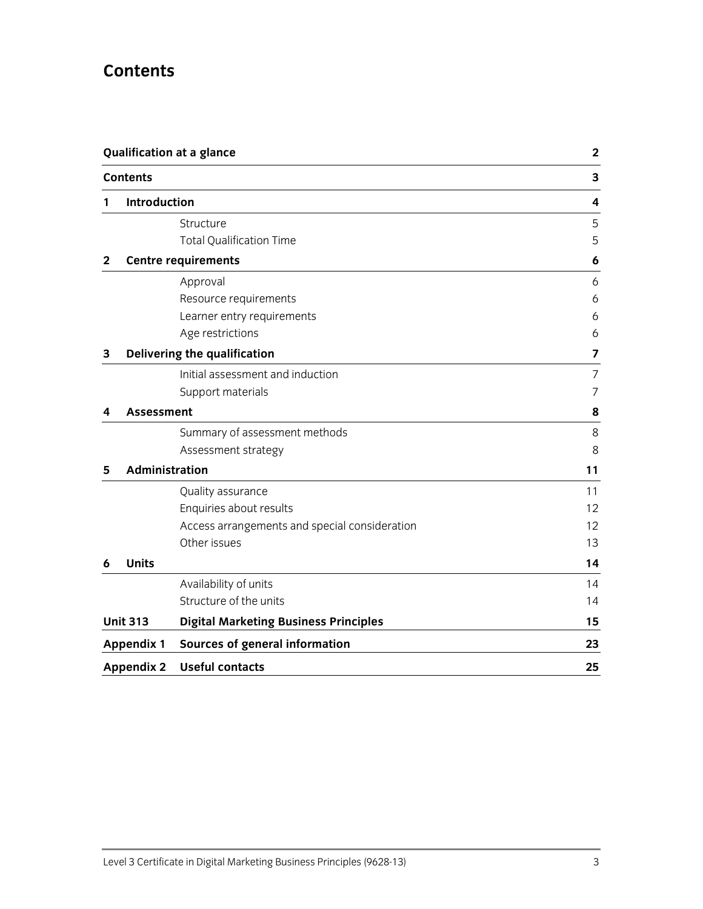# Contents

| | | |
|---|---|---|
| **Qualification at a glance** | | **2** |
| **Contents** | | **3** |
| **1** | **Introduction** | **4** |
| | Structure | 5 |
| | Total Qualification Time | 5 |
| **2** | **Centre requirements** | **6** |
| | Approval | 6 |
| | Resource requirements | 6 |
| | Learner entry requirements | 6 |
| | Age restrictions | 6 |
| **3** | **Delivering the qualification** | **7** |
| | Initial assessment and induction | 7 |
| | Support materials | 7 |
| **4** | **Assessment** | **8** |
| | Summary of assessment methods | 8 |
| | Assessment strategy | 8 |
| **5** | **Administration** | **11** |
| | Quality assurance | 11 |
| | Enquiries about results | 12 |
| | Access arrangements and special consideration | 12 |
| | Other issues | 13 |
| **6** | **Units** | **14** |
| | Availability of units | 14 |
| | Structure of the units | 14 |
| **Unit 313** | **Digital Marketing Business Principles** | **15** |
| **Appendix 1** | **Sources of general information** | **23** |
| **Appendix 2** | **Useful contacts** | **25** |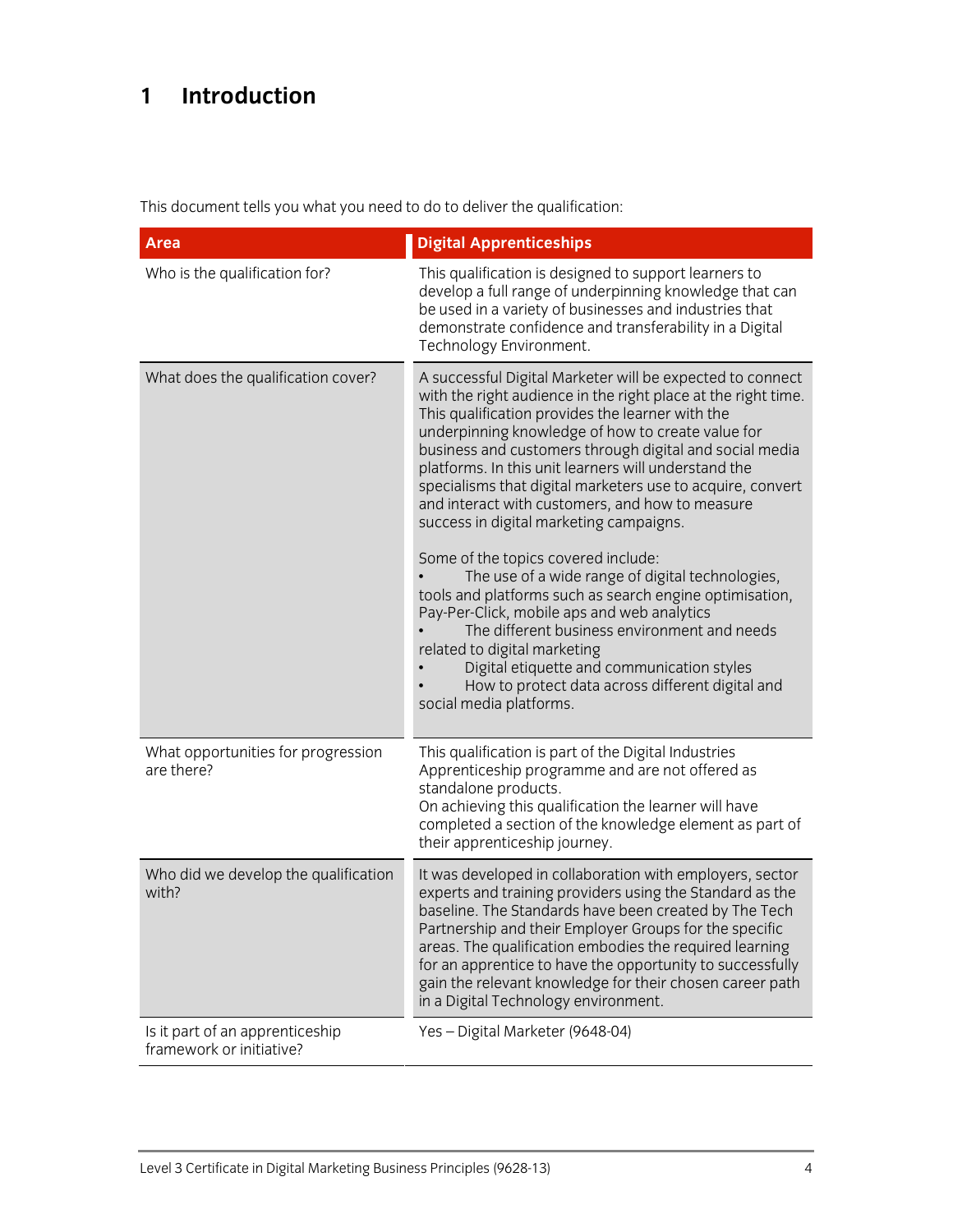# 1 Introduction

This document tells you what you need to do to deliver the qualification:

| Area | Digital Apprenticeships |
|---|---|
| Who is the qualification for? | This qualification is designed to support learners to develop a full range of underpinning knowledge that can be used in a variety of businesses and industries that demonstrate confidence and transferability in a Digital Technology Environment. |
| What does the qualification cover? | A successful Digital Marketer will be expected to connect with the right audience in the right place at the right time. This qualification provides the learner with the underpinning knowledge of how to create value for business and customers through digital and social media platforms. In this unit learners will understand the specialisms that digital marketers use to acquire, convert and interact with customers, and how to measure success in digital marketing campaigns.<br><br>Some of the topics covered include:<br>• The use of a wide range of digital technologies, tools and platforms such as search engine optimisation, Pay-Per-Click, mobile aps and web analytics<br>• The different business environment and needs related to digital marketing<br>• Digital etiquette and communication styles<br>• How to protect data across different digital and social media platforms. |
| What opportunities for progression are there? | This qualification is part of the Digital Industries Apprenticeship programme and are not offered as standalone products.<br>On achieving this qualification the learner will have completed a section of the knowledge element as part of their apprenticeship journey. |
| Who did we develop the qualification with? | It was developed in collaboration with employers, sector experts and training providers using the Standard as the baseline. The Standards have been created by The Tech Partnership and their Employer Groups for the specific areas. The qualification embodies the required learning for an apprentice to have the opportunity to successfully gain the relevant knowledge for their chosen career path in a Digital Technology environment. |
| Is it part of an apprenticeship framework or initiative? | Yes – Digital Marketer (9648-04) |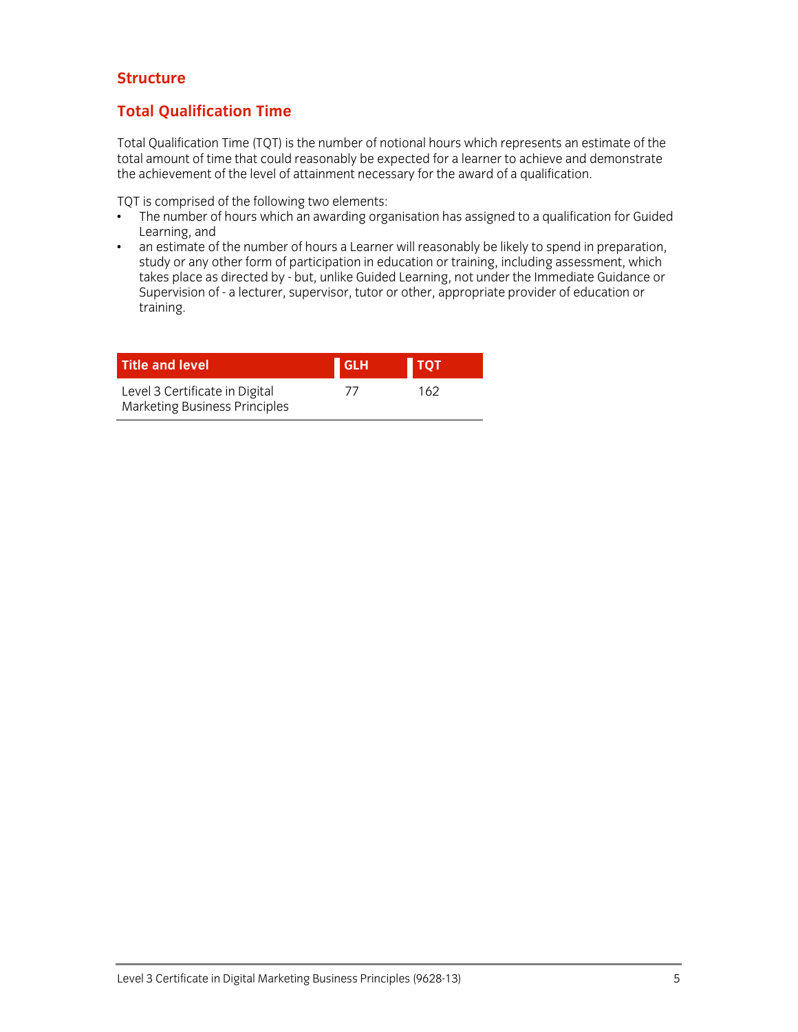# Structure

## Total Qualification Time

Total Qualification Time (TQT) is the number of notional hours which represents an estimate of the total amount of time that could reasonably be expected for a learner to achieve and demonstrate the achievement of the level of attainment necessary for the award of a qualification.

TQT is comprised of the following two elements:

- The number of hours which an awarding organisation has assigned to a qualification for Guided Learning, and
- an estimate of the number of hours a Learner will reasonably be likely to spend in preparation, study or any other form of participation in education or training, including assessment, which takes place as directed by - but, unlike Guided Learning, not under the Immediate Guidance or Supervision of - a lecturer, supervisor, tutor or other, appropriate provider of education or training.

| Title and level | GLH | TQT |
|---|---|---|
| Level 3 Certificate in Digital Marketing Business Principles | 77 | 162 |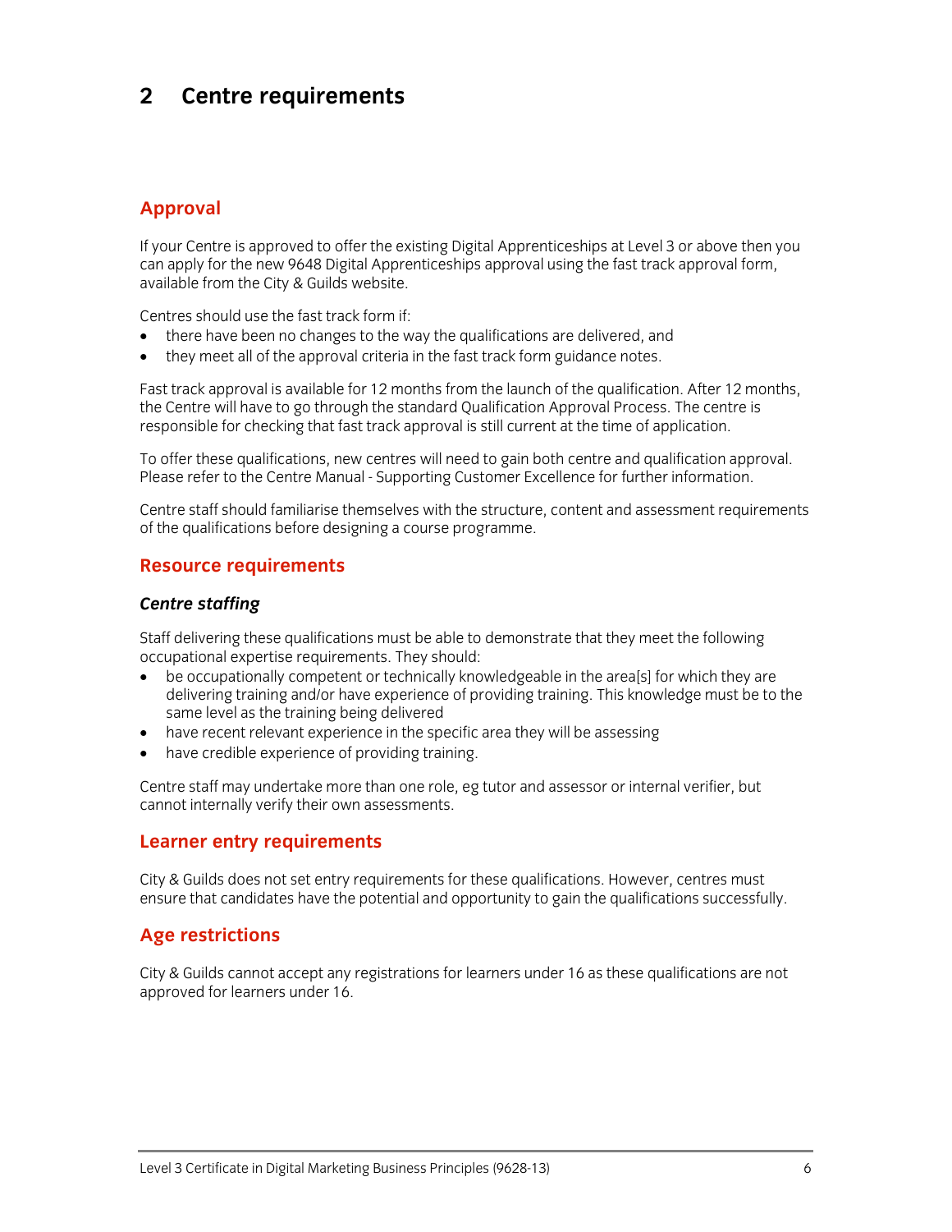# 2 Centre requirements

## Approval

If your Centre is approved to offer the existing Digital Apprenticeships at Level 3 or above then you can apply for the new 9648 Digital Apprenticeships approval using the fast track approval form, available from the City & Guilds website.

Centres should use the fast track form if:

- there have been no changes to the way the qualifications are delivered, and
- they meet all of the approval criteria in the fast track form guidance notes.

Fast track approval is available for 12 months from the launch of the qualification. After 12 months, the Centre will have to go through the standard Qualification Approval Process. The centre is responsible for checking that fast track approval is still current at the time of application.

To offer these qualifications, new centres will need to gain both centre and qualification approval. Please refer to the Centre Manual - Supporting Customer Excellence for further information.

Centre staff should familiarise themselves with the structure, content and assessment requirements of the qualifications before designing a course programme.

## Resource requirements

### *Centre staffing*

Staff delivering these qualifications must be able to demonstrate that they meet the following occupational expertise requirements. They should:

- be occupationally competent or technically knowledgeable in the area[s] for which they are delivering training and/or have experience of providing training. This knowledge must be to the same level as the training being delivered
- have recent relevant experience in the specific area they will be assessing
- have credible experience of providing training.

Centre staff may undertake more than one role, eg tutor and assessor or internal verifier, but cannot internally verify their own assessments.

## Learner entry requirements

City & Guilds does not set entry requirements for these qualifications. However, centres must ensure that candidates have the potential and opportunity to gain the qualifications successfully.

## Age restrictions

City & Guilds cannot accept any registrations for learners under 16 as these qualifications are not approved for learners under 16.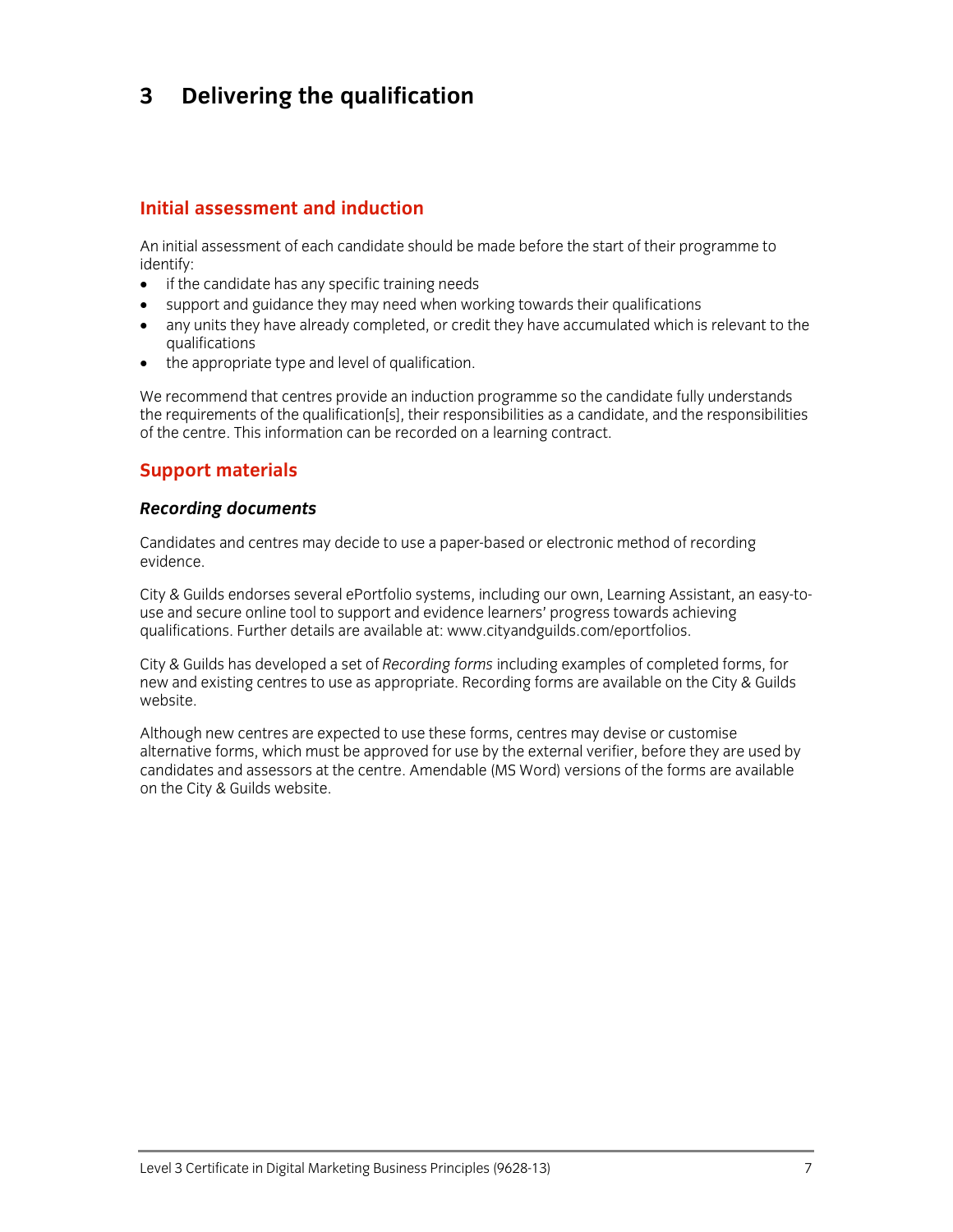# 3 Delivering the qualification

## Initial assessment and induction

An initial assessment of each candidate should be made before the start of their programme to identify:

- if the candidate has any specific training needs
- support and guidance they may need when working towards their qualifications
- any units they have already completed, or credit they have accumulated which is relevant to the qualifications
- the appropriate type and level of qualification.

We recommend that centres provide an induction programme so the candidate fully understands the requirements of the qualification[s], their responsibilities as a candidate, and the responsibilities of the centre. This information can be recorded on a learning contract.

## Support materials

### *Recording documents*

Candidates and centres may decide to use a paper-based or electronic method of recording evidence.

City & Guilds endorses several ePortfolio systems, including our own, Learning Assistant, an easy-to-use and secure online tool to support and evidence learners' progress towards achieving qualifications. Further details are available at: www.cityandguilds.com/eportfolios.

City & Guilds has developed a set of *Recording forms* including examples of completed forms, for new and existing centres to use as appropriate. Recording forms are available on the City & Guilds website.

Although new centres are expected to use these forms, centres may devise or customise alternative forms, which must be approved for use by the external verifier, before they are used by candidates and assessors at the centre. Amendable (MS Word) versions of the forms are available on the City & Guilds website.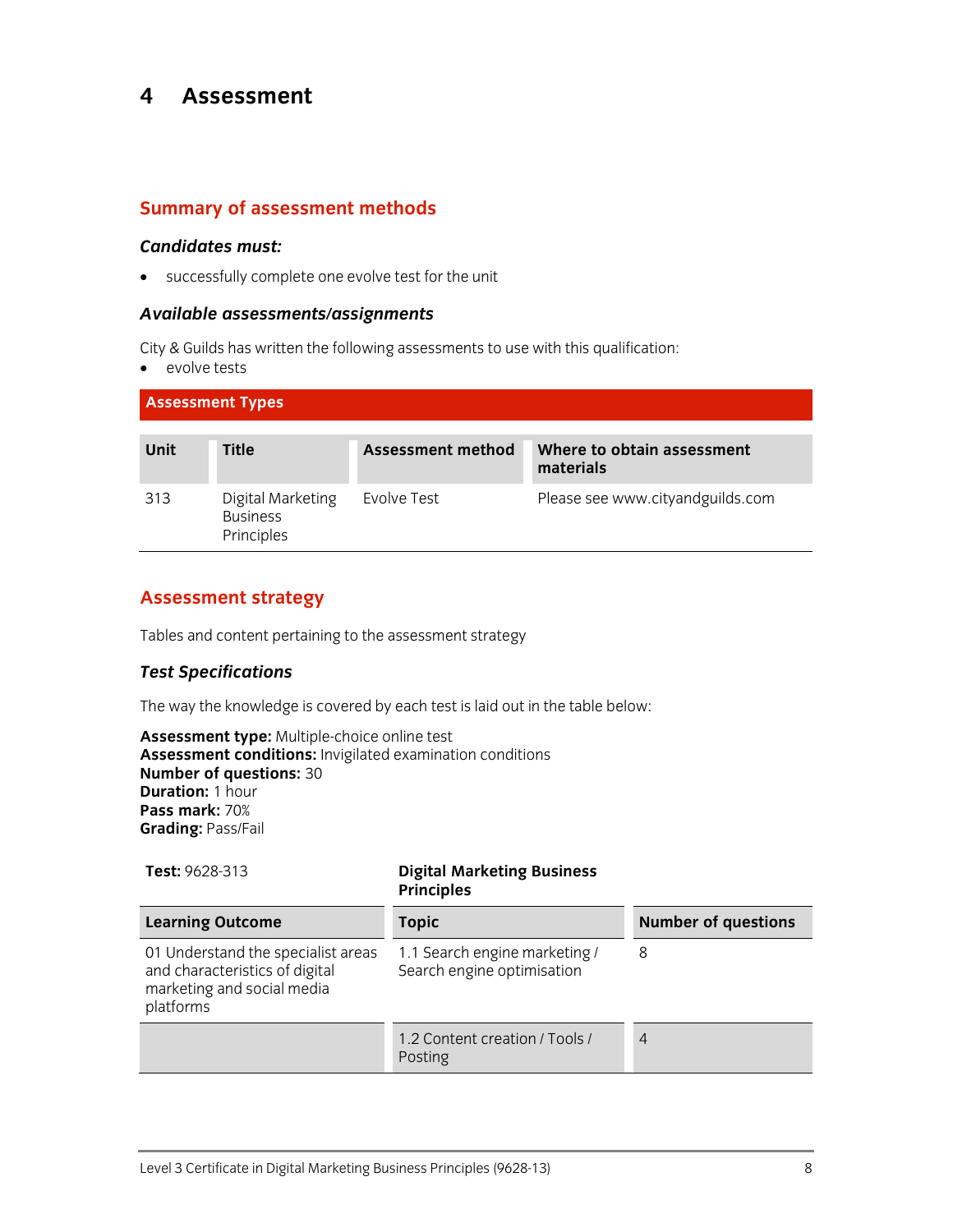# 4 Assessment

## Summary of assessment methods

### *Candidates must:*

- successfully complete one evolve test for the unit

### *Available assessments/assignments*

City & Guilds has written the following assessments to use with this qualification:

- evolve tests

**Assessment Types**

| Unit | Title | Assessment method | Where to obtain assessment materials |
|---|---|---|---|
| 313 | Digital Marketing Business Principles | Evolve Test | Please see www.cityandguilds.com |

## Assessment strategy

Tables and content pertaining to the assessment strategy

### *Test Specifications*

The way the knowledge is covered by each test is laid out in the table below:

**Assessment type:** Multiple-choice online test
**Assessment conditions:** Invigilated examination conditions
**Number of questions:** 30
**Duration:** 1 hour
**Pass mark:** 70%
**Grading:** Pass/Fail

**Test:** 9628-313 — **Digital Marketing Business Principles**

| Learning Outcome | Topic | Number of questions |
|---|---|---|
| 01 Understand the specialist areas and characteristics of digital marketing and social media platforms | 1.1 Search engine marketing / Search engine optimisation | 8 |
| | 1.2 Content creation / Tools / Posting | 4 |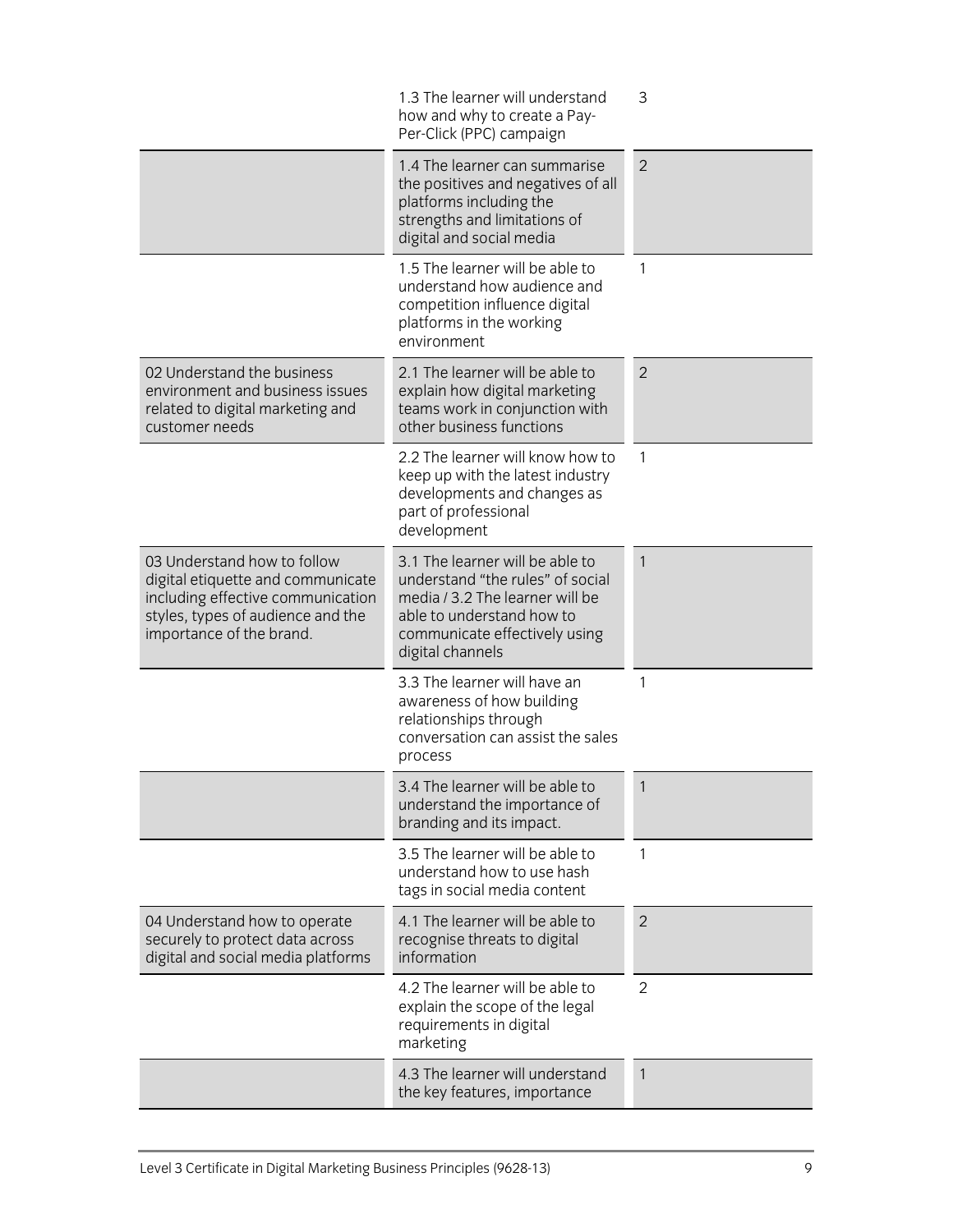| | | |
|---|---|---|
| | 1.3 The learner will understand how and why to create a Pay-Per-Click (PPC) campaign | 3 |
| | 1.4 The learner can summarise the positives and negatives of all platforms including the strengths and limitations of digital and social media | 2 |
| | 1.5 The learner will be able to understand how audience and competition influence digital platforms in the working environment | 1 |
| 02 Understand the business environment and business issues related to digital marketing and customer needs | 2.1 The learner will be able to explain how digital marketing teams work in conjunction with other business functions | 2 |
| | 2.2 The learner will know how to keep up with the latest industry developments and changes as part of professional development | 1 |
| 03 Understand how to follow digital etiquette and communicate including effective communication styles, types of audience and the importance of the brand. | 3.1 The learner will be able to understand "the rules" of social media / 3.2 The learner will be able to understand how to communicate effectively using digital channels | 1 |
| | 3.3 The learner will have an awareness of how building relationships through conversation can assist the sales process | 1 |
| | 3.4 The learner will be able to understand the importance of branding and its impact. | 1 |
| | 3.5 The learner will be able to understand how to use hash tags in social media content | 1 |
| 04 Understand how to operate securely to protect data across digital and social media platforms | 4.1 The learner will be able to recognise threats to digital information | 2 |
| | 4.2 The learner will be able to explain the scope of the legal requirements in digital marketing | 2 |
| | 4.3 The learner will understand the key features, importance | 1 |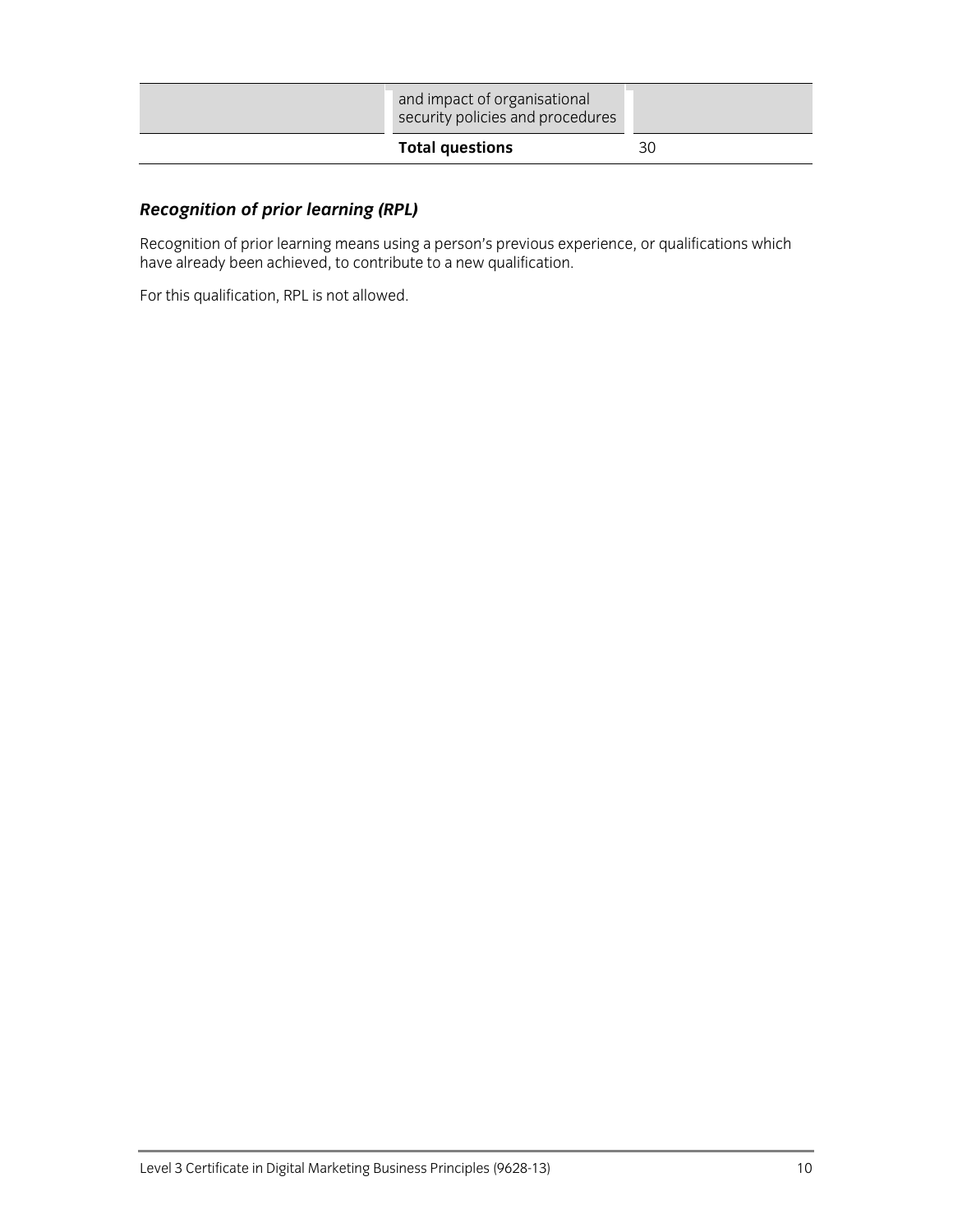| | | |
|---|---|---|
| | and impact of organisational security policies and procedures | |
| | **Total questions** | 30 |

### *Recognition of prior learning (RPL)*

Recognition of prior learning means using a person's previous experience, or qualifications which have already been achieved, to contribute to a new qualification.

For this qualification, RPL is not allowed.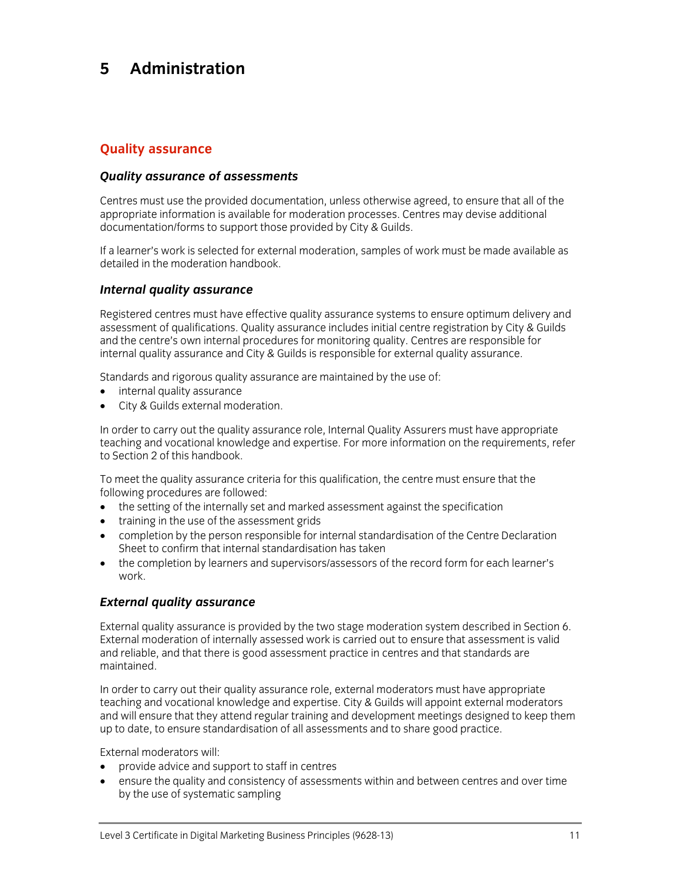# 5 Administration

## Quality assurance

### *Quality assurance of assessments*

Centres must use the provided documentation, unless otherwise agreed, to ensure that all of the appropriate information is available for moderation processes. Centres may devise additional documentation/forms to support those provided by City & Guilds.

If a learner's work is selected for external moderation, samples of work must be made available as detailed in the moderation handbook.

### *Internal quality assurance*

Registered centres must have effective quality assurance systems to ensure optimum delivery and assessment of qualifications. Quality assurance includes initial centre registration by City & Guilds and the centre's own internal procedures for monitoring quality. Centres are responsible for internal quality assurance and City & Guilds is responsible for external quality assurance.

Standards and rigorous quality assurance are maintained by the use of:

- internal quality assurance
- City & Guilds external moderation.

In order to carry out the quality assurance role, Internal Quality Assurers must have appropriate teaching and vocational knowledge and expertise. For more information on the requirements, refer to Section 2 of this handbook.

To meet the quality assurance criteria for this qualification, the centre must ensure that the following procedures are followed:

- the setting of the internally set and marked assessment against the specification
- training in the use of the assessment grids
- completion by the person responsible for internal standardisation of the Centre Declaration Sheet to confirm that internal standardisation has taken
- the completion by learners and supervisors/assessors of the record form for each learner's work.

### *External quality assurance*

External quality assurance is provided by the two stage moderation system described in Section 6. External moderation of internally assessed work is carried out to ensure that assessment is valid and reliable, and that there is good assessment practice in centres and that standards are maintained.

In order to carry out their quality assurance role, external moderators must have appropriate teaching and vocational knowledge and expertise. City & Guilds will appoint external moderators and will ensure that they attend regular training and development meetings designed to keep them up to date, to ensure standardisation of all assessments and to share good practice.

External moderators will:

- provide advice and support to staff in centres
- ensure the quality and consistency of assessments within and between centres and over time by the use of systematic sampling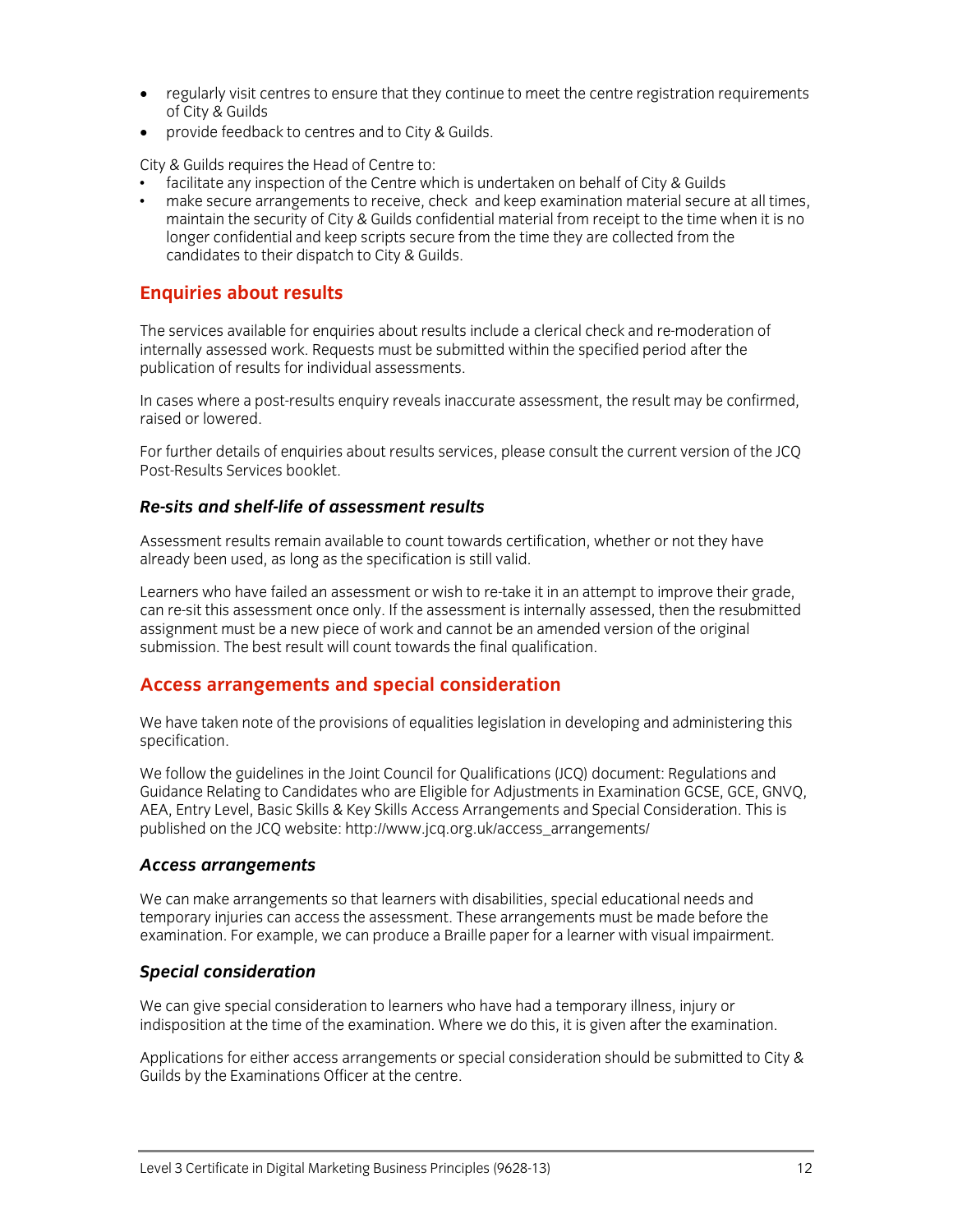- regularly visit centres to ensure that they continue to meet the centre registration requirements of City & Guilds
- provide feedback to centres and to City & Guilds.

City & Guilds requires the Head of Centre to:

- facilitate any inspection of the Centre which is undertaken on behalf of City & Guilds
- make secure arrangements to receive, check and keep examination material secure at all times, maintain the security of City & Guilds confidential material from receipt to the time when it is no longer confidential and keep scripts secure from the time they are collected from the candidates to their dispatch to City & Guilds.

## Enquiries about results

The services available for enquiries about results include a clerical check and re-moderation of internally assessed work. Requests must be submitted within the specified period after the publication of results for individual assessments.

In cases where a post-results enquiry reveals inaccurate assessment, the result may be confirmed, raised or lowered.

For further details of enquiries about results services, please consult the current version of the JCQ Post-Results Services booklet.

### *Re-sits and shelf-life of assessment results*

Assessment results remain available to count towards certification, whether or not they have already been used, as long as the specification is still valid.

Learners who have failed an assessment or wish to re-take it in an attempt to improve their grade, can re-sit this assessment once only. If the assessment is internally assessed, then the resubmitted assignment must be a new piece of work and cannot be an amended version of the original submission. The best result will count towards the final qualification.

## Access arrangements and special consideration

We have taken note of the provisions of equalities legislation in developing and administering this specification.

We follow the guidelines in the Joint Council for Qualifications (JCQ) document: Regulations and Guidance Relating to Candidates who are Eligible for Adjustments in Examination GCSE, GCE, GNVQ, AEA, Entry Level, Basic Skills & Key Skills Access Arrangements and Special Consideration. This is published on the JCQ website: http://www.jcq.org.uk/access_arrangements/

### *Access arrangements*

We can make arrangements so that learners with disabilities, special educational needs and temporary injuries can access the assessment. These arrangements must be made before the examination. For example, we can produce a Braille paper for a learner with visual impairment.

### *Special consideration*

We can give special consideration to learners who have had a temporary illness, injury or indisposition at the time of the examination. Where we do this, it is given after the examination.

Applications for either access arrangements or special consideration should be submitted to City & Guilds by the Examinations Officer at the centre.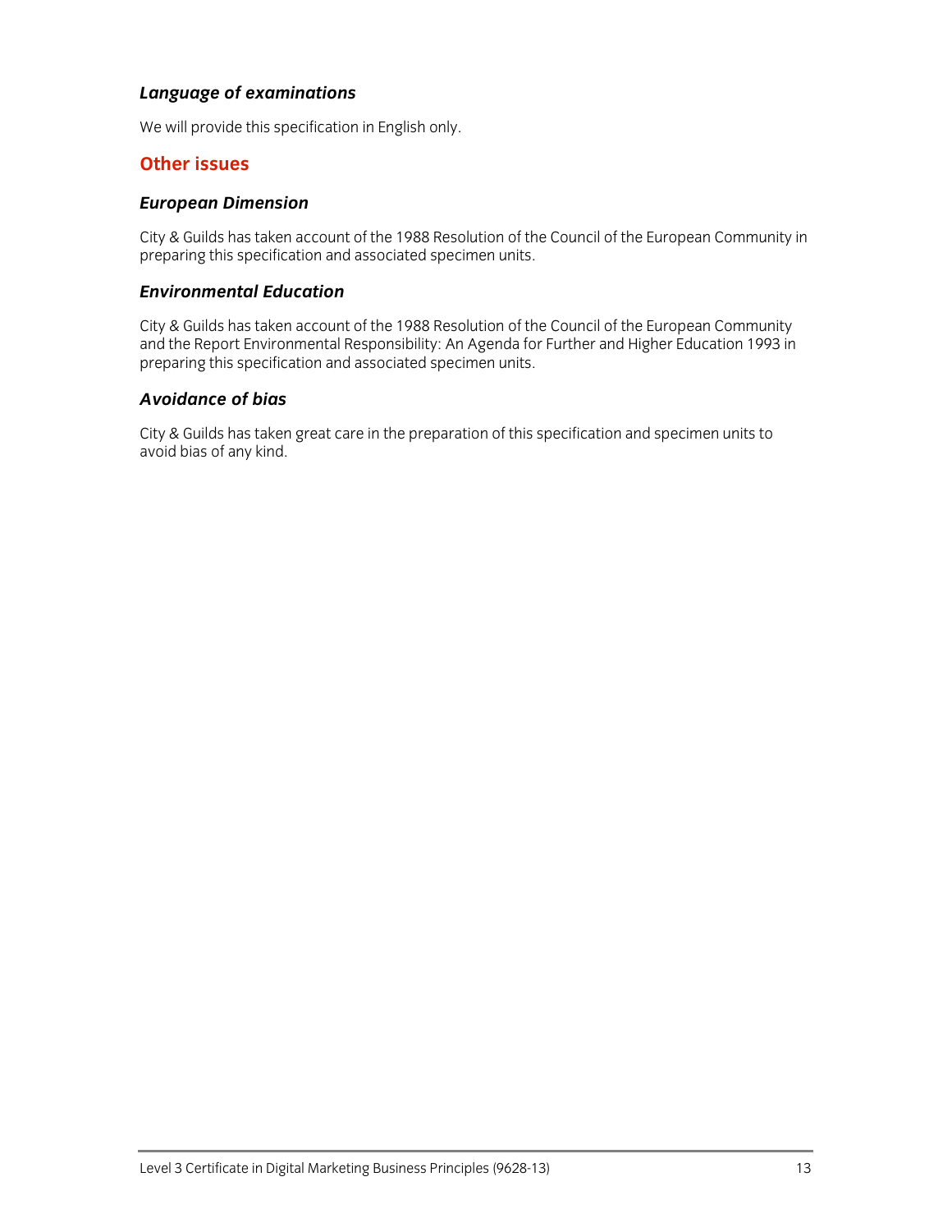### *Language of examinations*

We will provide this specification in English only.

## Other issues

### *European Dimension*

City & Guilds has taken account of the 1988 Resolution of the Council of the European Community in preparing this specification and associated specimen units.

### *Environmental Education*

City & Guilds has taken account of the 1988 Resolution of the Council of the European Community and the Report Environmental Responsibility: An Agenda for Further and Higher Education 1993 in preparing this specification and associated specimen units.

### *Avoidance of bias*

City & Guilds has taken great care in the preparation of this specification and specimen units to avoid bias of any kind.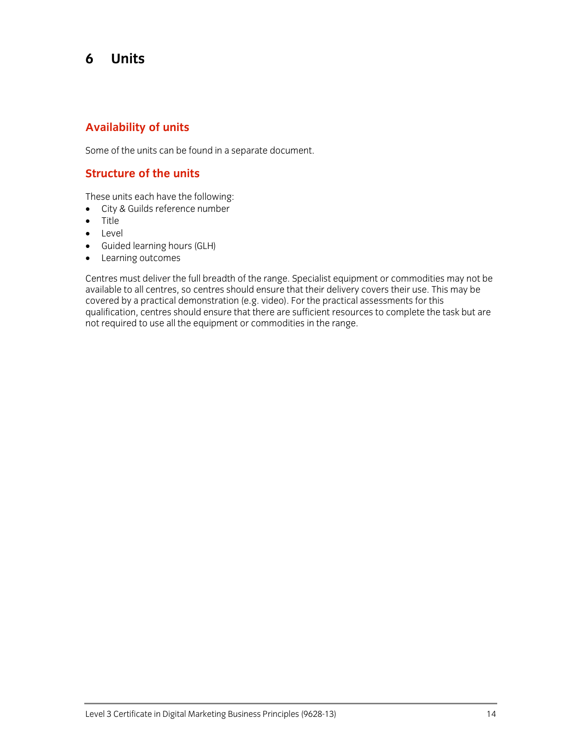# 6 Units

## Availability of units

Some of the units can be found in a separate document.

## Structure of the units

These units each have the following:

- City & Guilds reference number
- Title
- Level
- Guided learning hours (GLH)
- Learning outcomes

Centres must deliver the full breadth of the range. Specialist equipment or commodities may not be available to all centres, so centres should ensure that their delivery covers their use. This may be covered by a practical demonstration (e.g. video). For the practical assessments for this qualification, centres should ensure that there are sufficient resources to complete the task but are not required to use all the equipment or commodities in the range.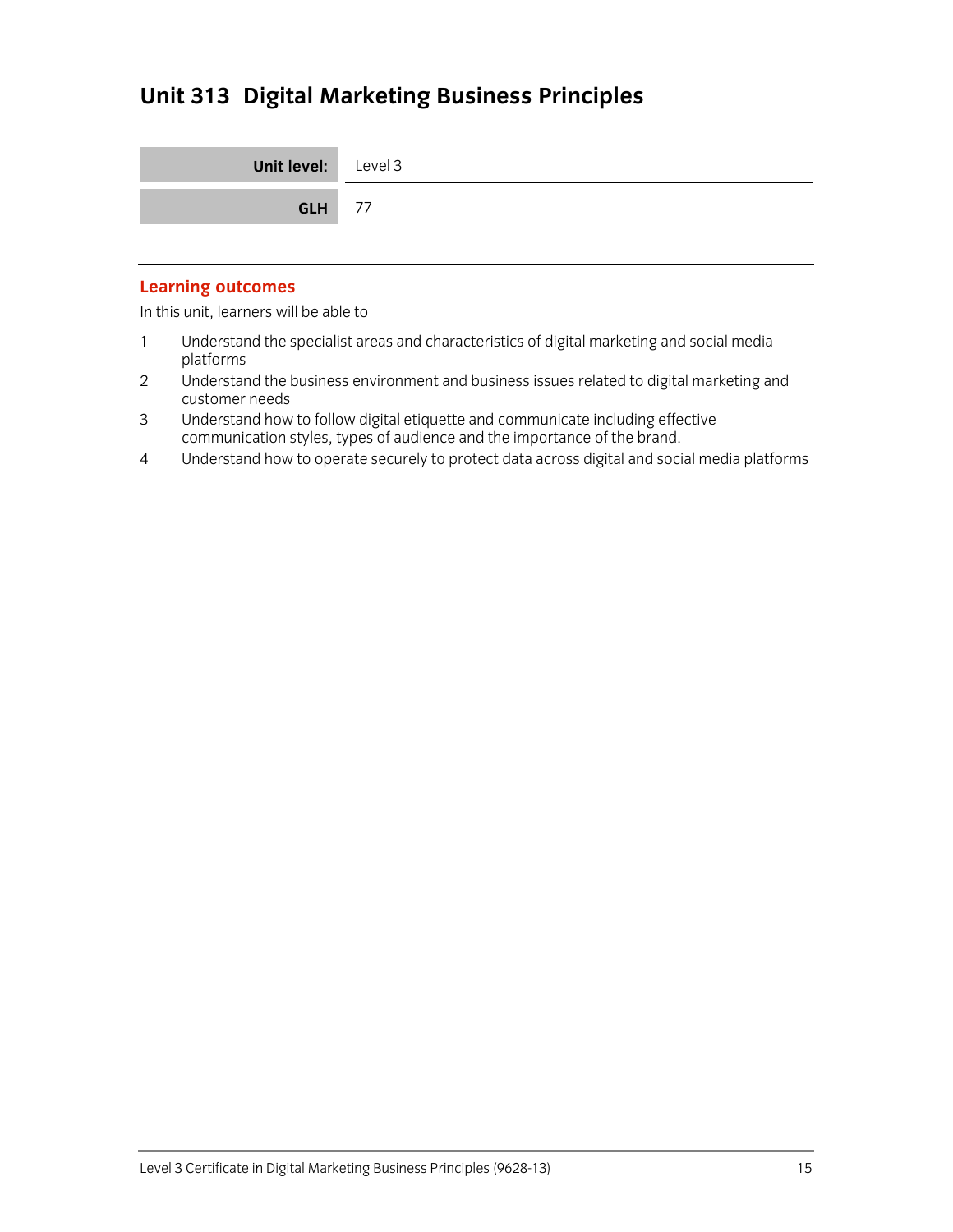# Unit 313 Digital Marketing Business Principles

| Unit level: | Level 3 |
| --- | --- |
| GLH | 77 |

## Learning outcomes

In this unit, learners will be able to

1. Understand the specialist areas and characteristics of digital marketing and social media platforms
2. Understand the business environment and business issues related to digital marketing and customer needs
3. Understand how to follow digital etiquette and communicate including effective communication styles, types of audience and the importance of the brand.
4. Understand how to operate securely to protect data across digital and social media platforms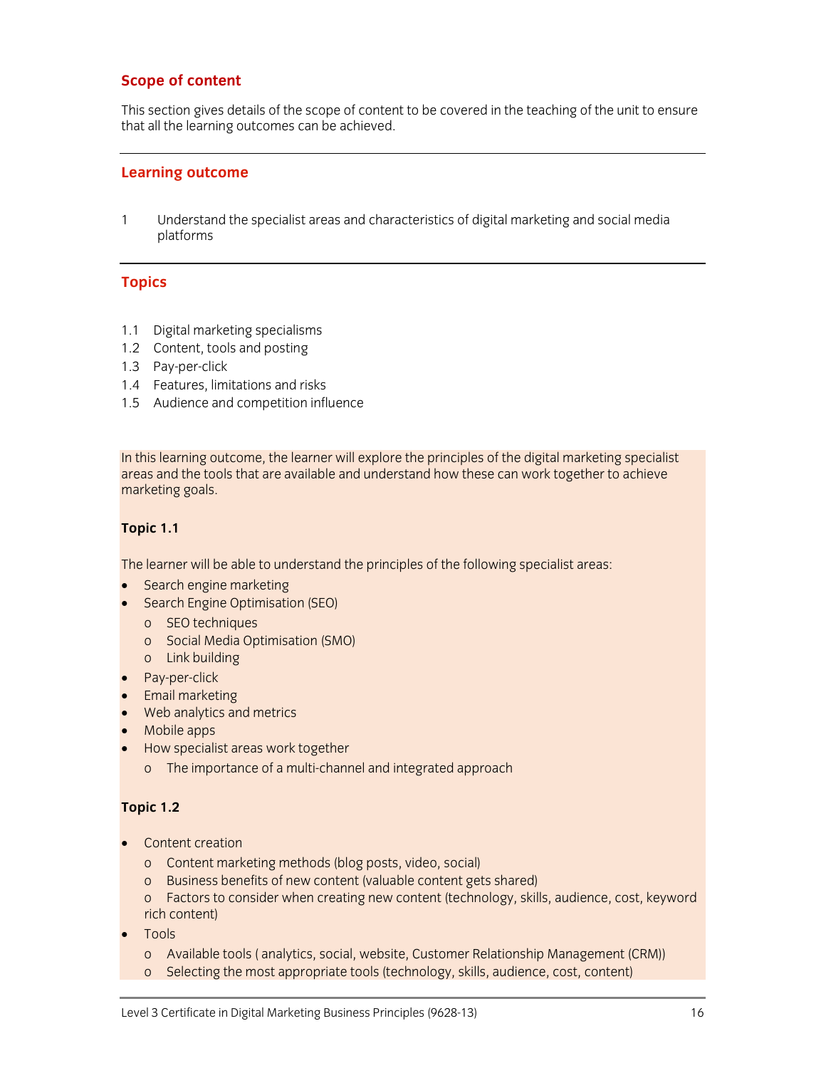## Scope of content

This section gives details of the scope of content to be covered in the teaching of the unit to ensure that all the learning outcomes can be achieved.

## Learning outcome

1 Understand the specialist areas and characteristics of digital marketing and social media platforms

## Topics

1.1 Digital marketing specialisms
1.2 Content, tools and posting
1.3 Pay-per-click
1.4 Features, limitations and risks
1.5 Audience and competition influence

In this learning outcome, the learner will explore the principles of the digital marketing specialist areas and the tools that are available and understand how these can work together to achieve marketing goals.

**Topic 1.1**

The learner will be able to understand the principles of the following specialist areas:

- Search engine marketing
- Search Engine Optimisation (SEO)
  - SEO techniques
  - Social Media Optimisation (SMO)
  - Link building
- Pay-per-click
- Email marketing
- Web analytics and metrics
- Mobile apps
- How specialist areas work together
  - The importance of a multi-channel and integrated approach

**Topic 1.2**

- Content creation
  - Content marketing methods (blog posts, video, social)
  - Business benefits of new content (valuable content gets shared)
  - Factors to consider when creating new content (technology, skills, audience, cost, keyword rich content)
- Tools
  - Available tools ( analytics, social, website, Customer Relationship Management (CRM))
  - Selecting the most appropriate tools (technology, skills, audience, cost, content)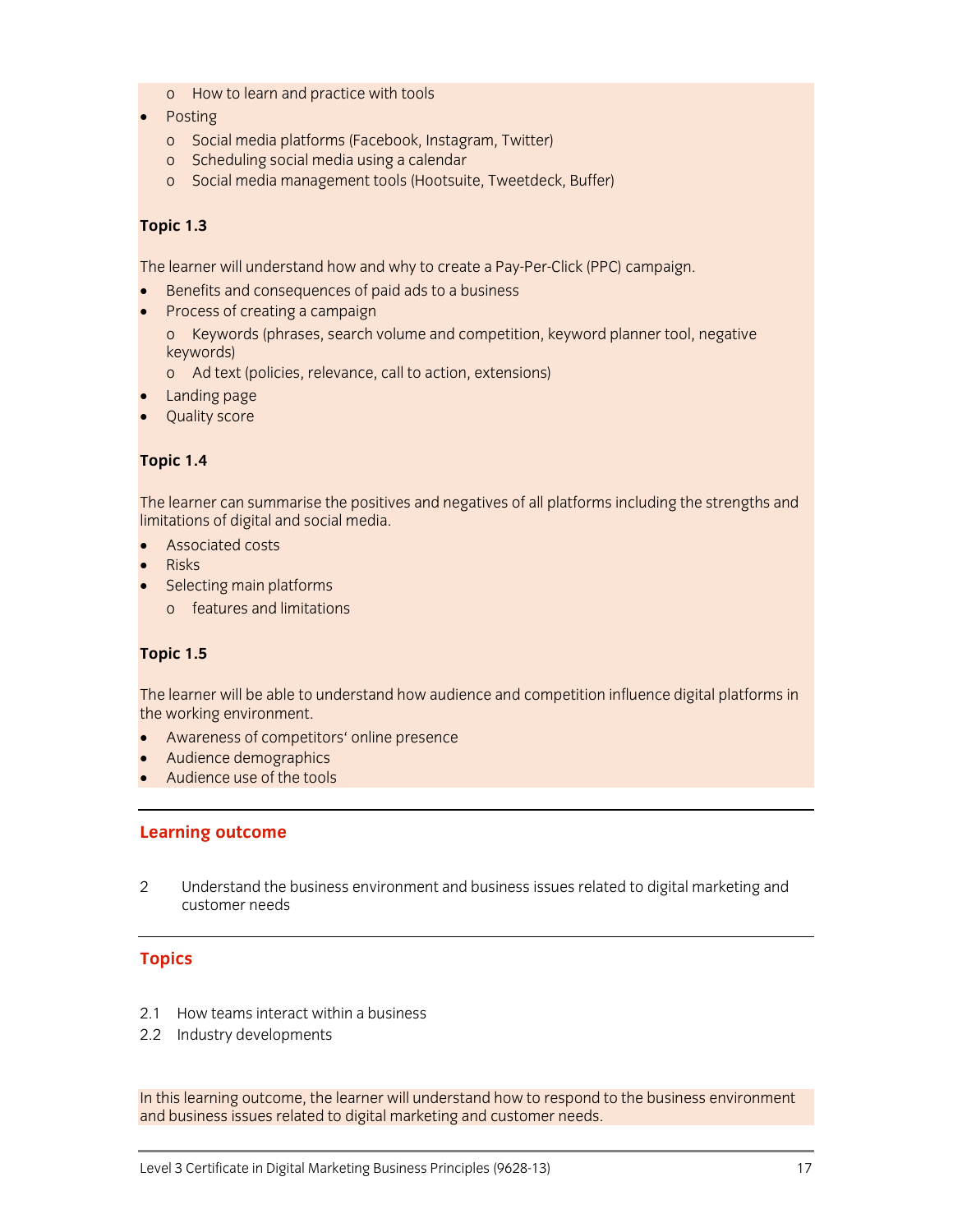- How to learn and practice with tools
- Posting
  - Social media platforms (Facebook, Instagram, Twitter)
  - Scheduling social media using a calendar
  - Social media management tools (Hootsuite, Tweetdeck, Buffer)

**Topic 1.3**

The learner will understand how and why to create a Pay-Per-Click (PPC) campaign.

- Benefits and consequences of paid ads to a business
- Process of creating a campaign
  - Keywords (phrases, search volume and competition, keyword planner tool, negative keywords)
  - Ad text (policies, relevance, call to action, extensions)
- Landing page
- Quality score

**Topic 1.4**

The learner can summarise the positives and negatives of all platforms including the strengths and limitations of digital and social media.

- Associated costs
- Risks
- Selecting main platforms
  - features and limitations

**Topic 1.5**

The learner will be able to understand how audience and competition influence digital platforms in the working environment.

- Awareness of competitors' online presence
- Audience demographics
- Audience use of the tools

## Learning outcome

2 Understand the business environment and business issues related to digital marketing and customer needs

## Topics

2.1 How teams interact within a business
2.2 Industry developments

In this learning outcome, the learner will understand how to respond to the business environment and business issues related to digital marketing and customer needs.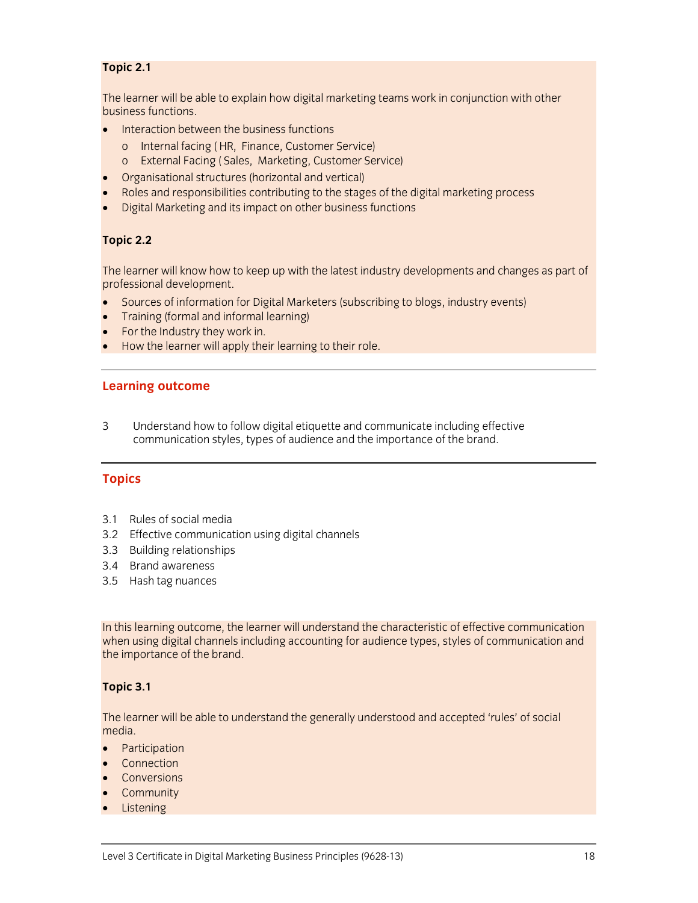**Topic 2.1**

The learner will be able to explain how digital marketing teams work in conjunction with other business functions.

- Interaction between the business functions
  - Internal facing ( HR, Finance, Customer Service)
  - External Facing ( Sales, Marketing, Customer Service)
- Organisational structures (horizontal and vertical)
- Roles and responsibilities contributing to the stages of the digital marketing process
- Digital Marketing and its impact on other business functions

**Topic 2.2**

The learner will know how to keep up with the latest industry developments and changes as part of professional development.

- Sources of information for Digital Marketers (subscribing to blogs, industry events)
- Training (formal and informal learning)
- For the Industry they work in.
- How the learner will apply their learning to their role.

---

## Learning outcome

3 Understand how to follow digital etiquette and communicate including effective communication styles, types of audience and the importance of the brand.

---

## Topics

3.1 Rules of social media
3.2 Effective communication using digital channels
3.3 Building relationships
3.4 Brand awareness
3.5 Hash tag nuances

In this learning outcome, the learner will understand the characteristic of effective communication when using digital channels including accounting for audience types, styles of communication and the importance of the brand.

**Topic 3.1**

The learner will be able to understand the generally understood and accepted 'rules' of social media.

- Participation
- Connection
- Conversions
- Community
- Listening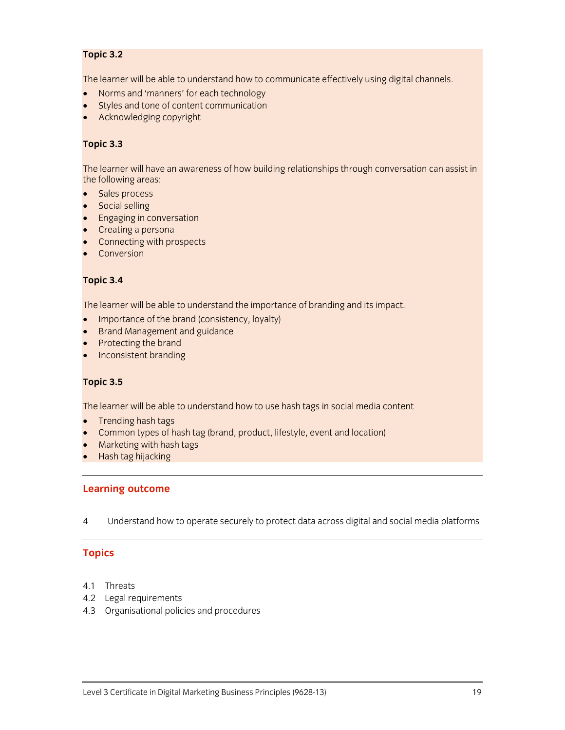**Topic 3.2**

The learner will be able to understand how to communicate effectively using digital channels.

- Norms and 'manners' for each technology
- Styles and tone of content communication
- Acknowledging copyright

**Topic 3.3**

The learner will have an awareness of how building relationships through conversation can assist in the following areas:

- Sales process
- Social selling
- Engaging in conversation
- Creating a persona
- Connecting with prospects
- Conversion

**Topic 3.4**

The learner will be able to understand the importance of branding and its impact.

- Importance of the brand (consistency, loyalty)
- Brand Management and guidance
- Protecting the brand
- Inconsistent branding

**Topic 3.5**

The learner will be able to understand how to use hash tags in social media content

- Trending hash tags
- Common types of hash tag (brand, product, lifestyle, event and location)
- Marketing with hash tags
- Hash tag hijacking

---

## Learning outcome

4 Understand how to operate securely to protect data across digital and social media platforms

---

## Topics

4.1 Threats
4.2 Legal requirements
4.3 Organisational policies and procedures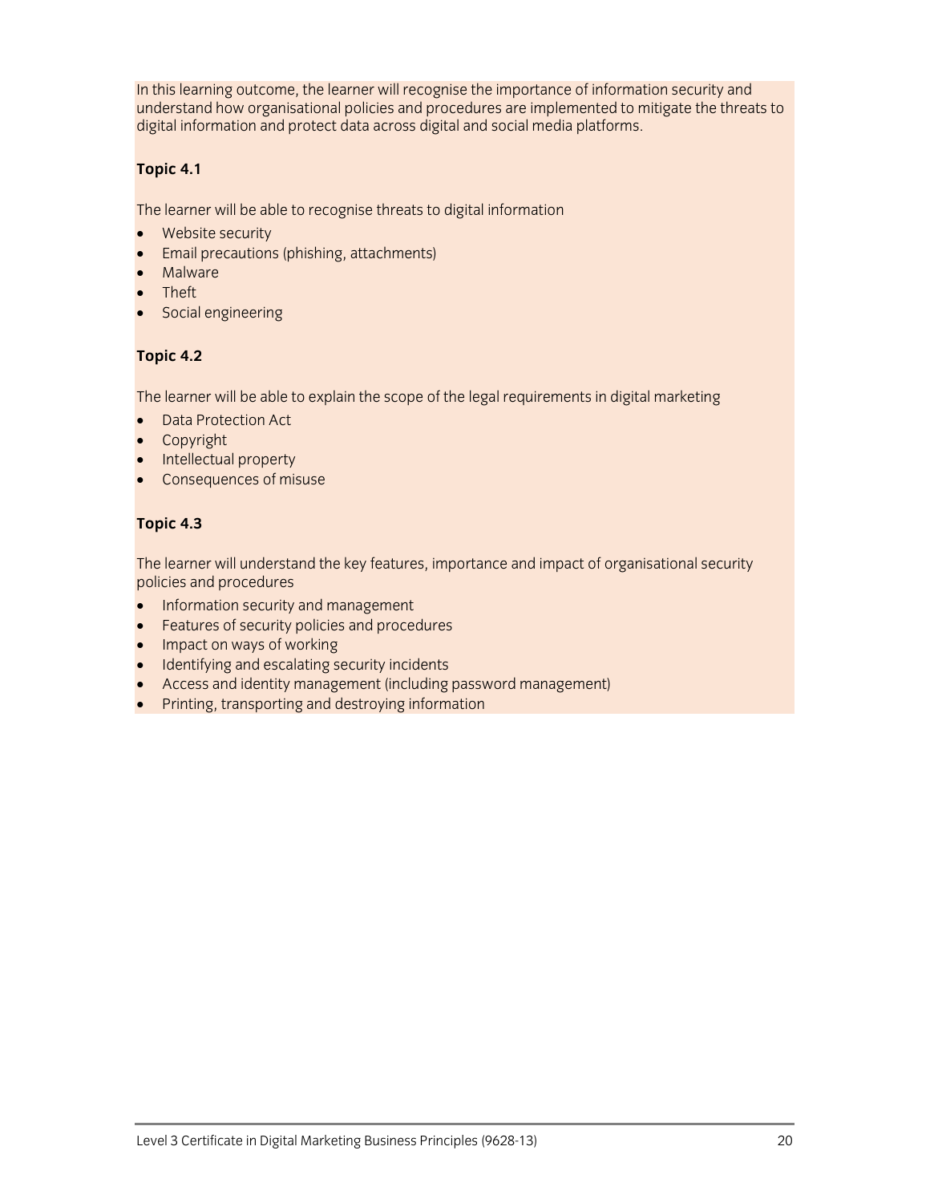In this learning outcome, the learner will recognise the importance of information security and understand how organisational policies and procedures are implemented to mitigate the threats to digital information and protect data across digital and social media platforms.

**Topic 4.1**

The learner will be able to recognise threats to digital information

- Website security
- Email precautions (phishing, attachments)
- Malware
- Theft
- Social engineering

**Topic 4.2**

The learner will be able to explain the scope of the legal requirements in digital marketing

- Data Protection Act
- Copyright
- Intellectual property
- Consequences of misuse

**Topic 4.3**

The learner will understand the key features, importance and impact of organisational security policies and procedures

- Information security and management
- Features of security policies and procedures
- Impact on ways of working
- Identifying and escalating security incidents
- Access and identity management (including password management)
- Printing, transporting and destroying information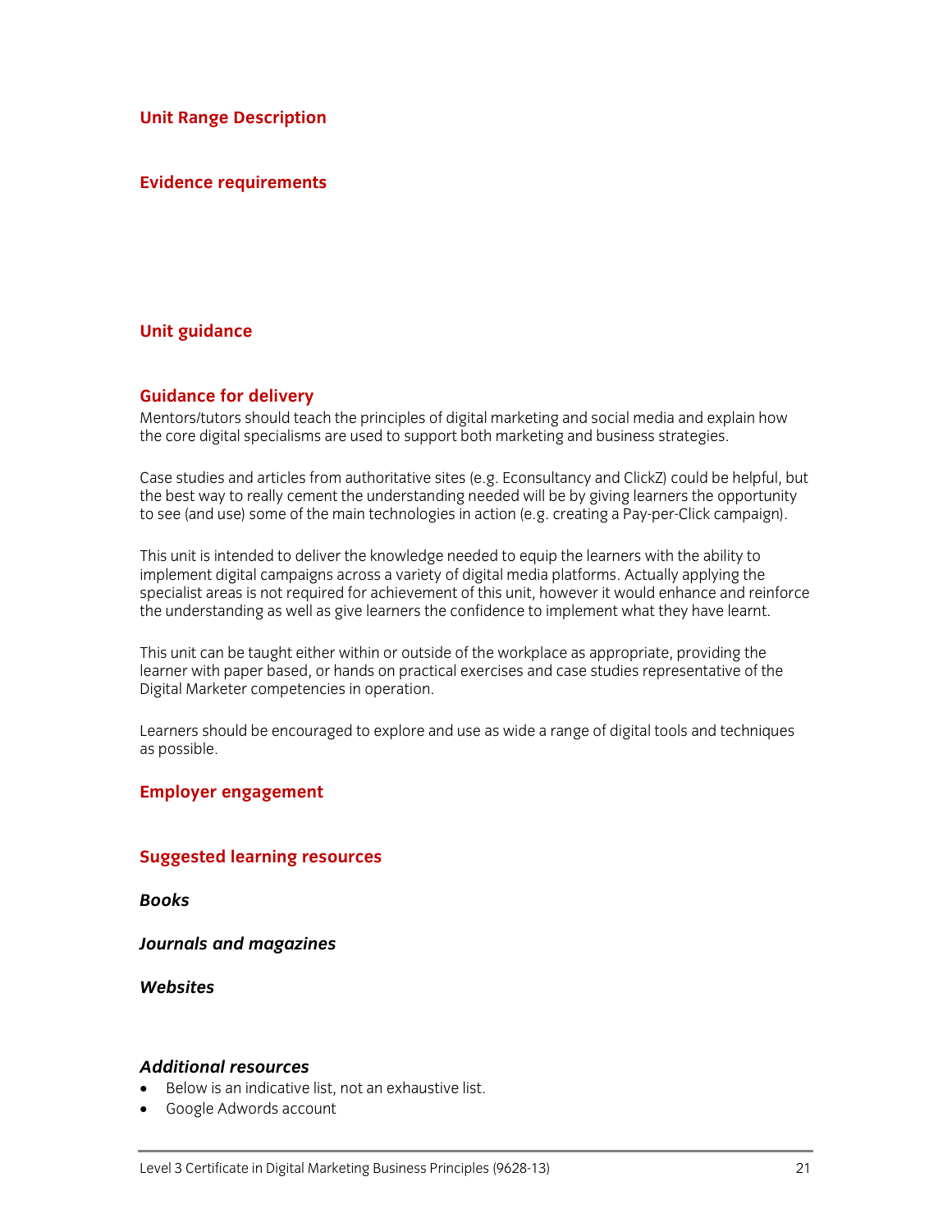## Unit Range Description

## Evidence requirements

## Unit guidance

## Guidance for delivery

Mentors/tutors should teach the principles of digital marketing and social media and explain how the core digital specialisms are used to support both marketing and business strategies.

Case studies and articles from authoritative sites (e.g. Econsultancy and ClickZ) could be helpful, but the best way to really cement the understanding needed will be by giving learners the opportunity to see (and use) some of the main technologies in action (e.g. creating a Pay-per-Click campaign).

This unit is intended to deliver the knowledge needed to equip the learners with the ability to implement digital campaigns across a variety of digital media platforms. Actually applying the specialist areas is not required for achievement of this unit, however it would enhance and reinforce the understanding as well as give learners the confidence to implement what they have learnt.

This unit can be taught either within or outside of the workplace as appropriate, providing the learner with paper based, or hands on practical exercises and case studies representative of the Digital Marketer competencies in operation.

Learners should be encouraged to explore and use as wide a range of digital tools and techniques as possible.

## Employer engagement

## Suggested learning resources

### *Books*

### *Journals and magazines*

### *Websites*

### *Additional resources*

- Below is an indicative list, not an exhaustive list.
- Google Adwords account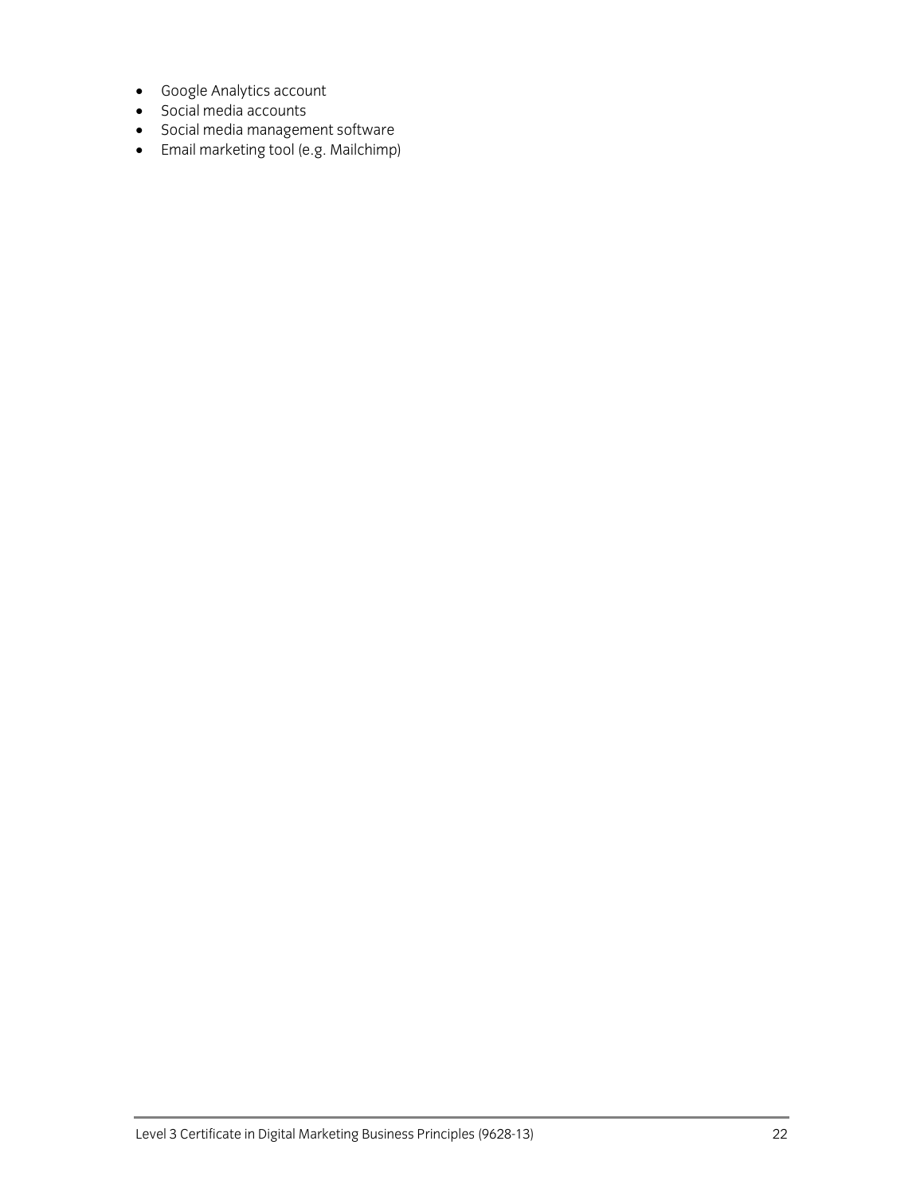- Google Analytics account
- Social media accounts
- Social media management software
- Email marketing tool (e.g. Mailchimp)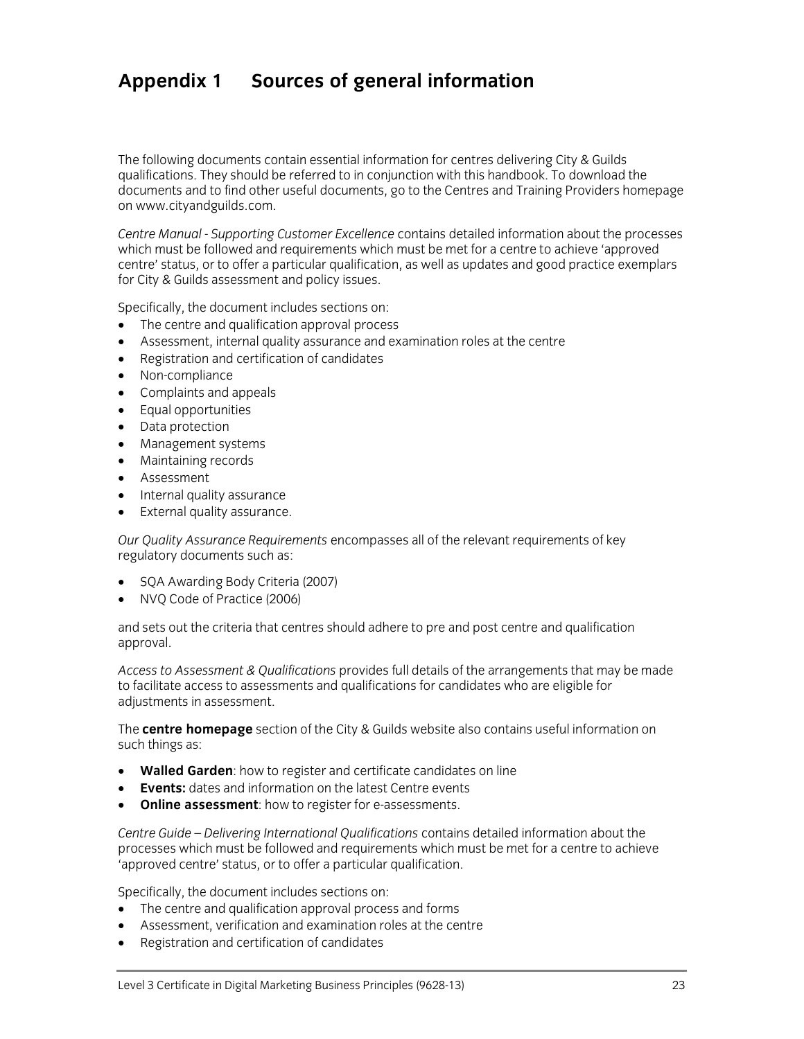# Appendix 1 Sources of general information

The following documents contain essential information for centres delivering City & Guilds qualifications. They should be referred to in conjunction with this handbook. To download the documents and to find other useful documents, go to the Centres and Training Providers homepage on www.cityandguilds.com.

*Centre Manual - Supporting Customer Excellence* contains detailed information about the processes which must be followed and requirements which must be met for a centre to achieve 'approved centre' status, or to offer a particular qualification, as well as updates and good practice exemplars for City & Guilds assessment and policy issues.

Specifically, the document includes sections on:

- The centre and qualification approval process
- Assessment, internal quality assurance and examination roles at the centre
- Registration and certification of candidates
- Non-compliance
- Complaints and appeals
- Equal opportunities
- Data protection
- Management systems
- Maintaining records
- Assessment
- Internal quality assurance
- External quality assurance.

*Our Quality Assurance Requirements* encompasses all of the relevant requirements of key regulatory documents such as:

- SQA Awarding Body Criteria (2007)
- NVQ Code of Practice (2006)

and sets out the criteria that centres should adhere to pre and post centre and qualification approval.

*Access to Assessment & Qualifications* provides full details of the arrangements that may be made to facilitate access to assessments and qualifications for candidates who are eligible for adjustments in assessment.

The **centre homepage** section of the City & Guilds website also contains useful information on such things as:

- **Walled Garden**: how to register and certificate candidates on line
- **Events:** dates and information on the latest Centre events
- **Online assessment**: how to register for e-assessments.

*Centre Guide – Delivering International Qualifications* contains detailed information about the processes which must be followed and requirements which must be met for a centre to achieve 'approved centre' status, or to offer a particular qualification.

Specifically, the document includes sections on:

- The centre and qualification approval process and forms
- Assessment, verification and examination roles at the centre
- Registration and certification of candidates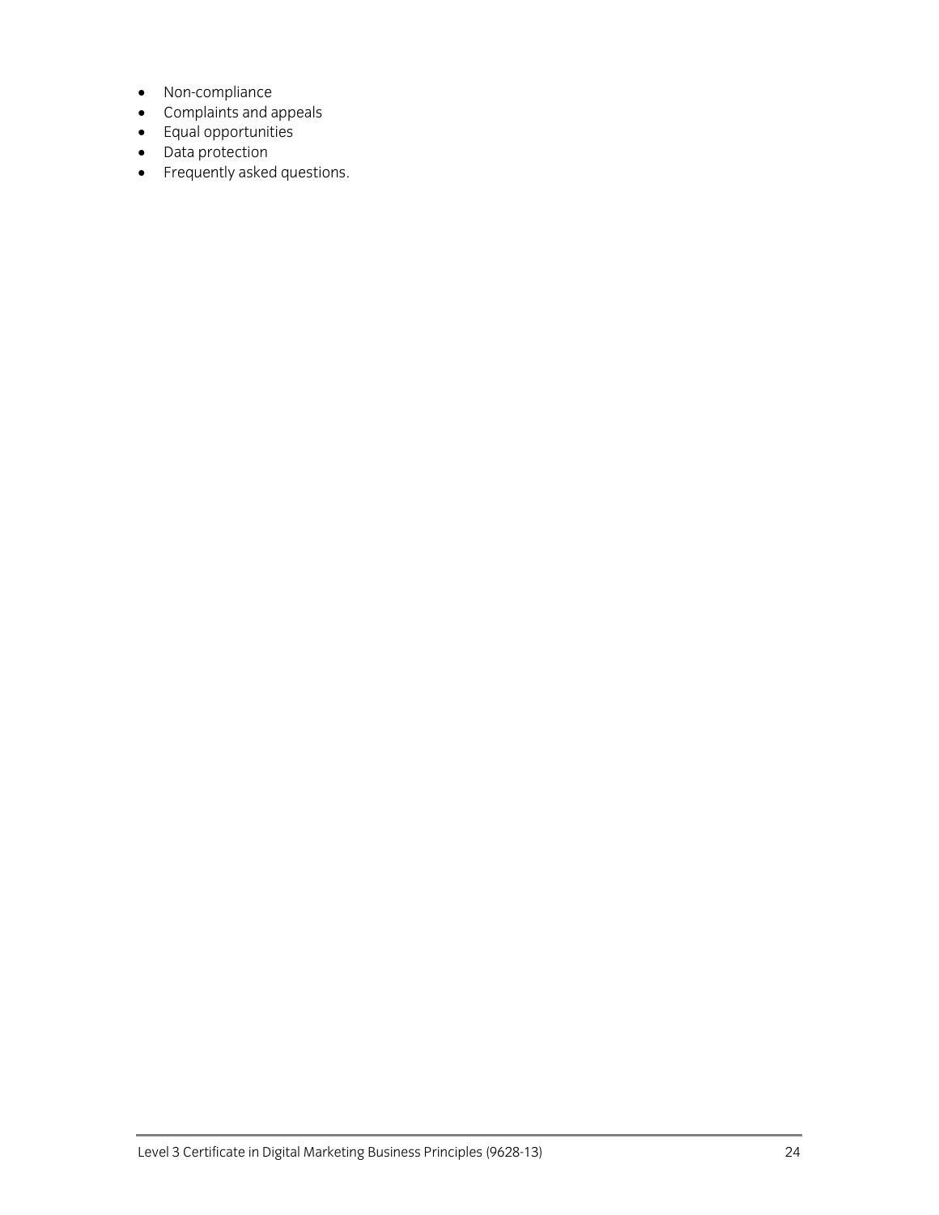- Non-compliance
- Complaints and appeals
- Equal opportunities
- Data protection
- Frequently asked questions.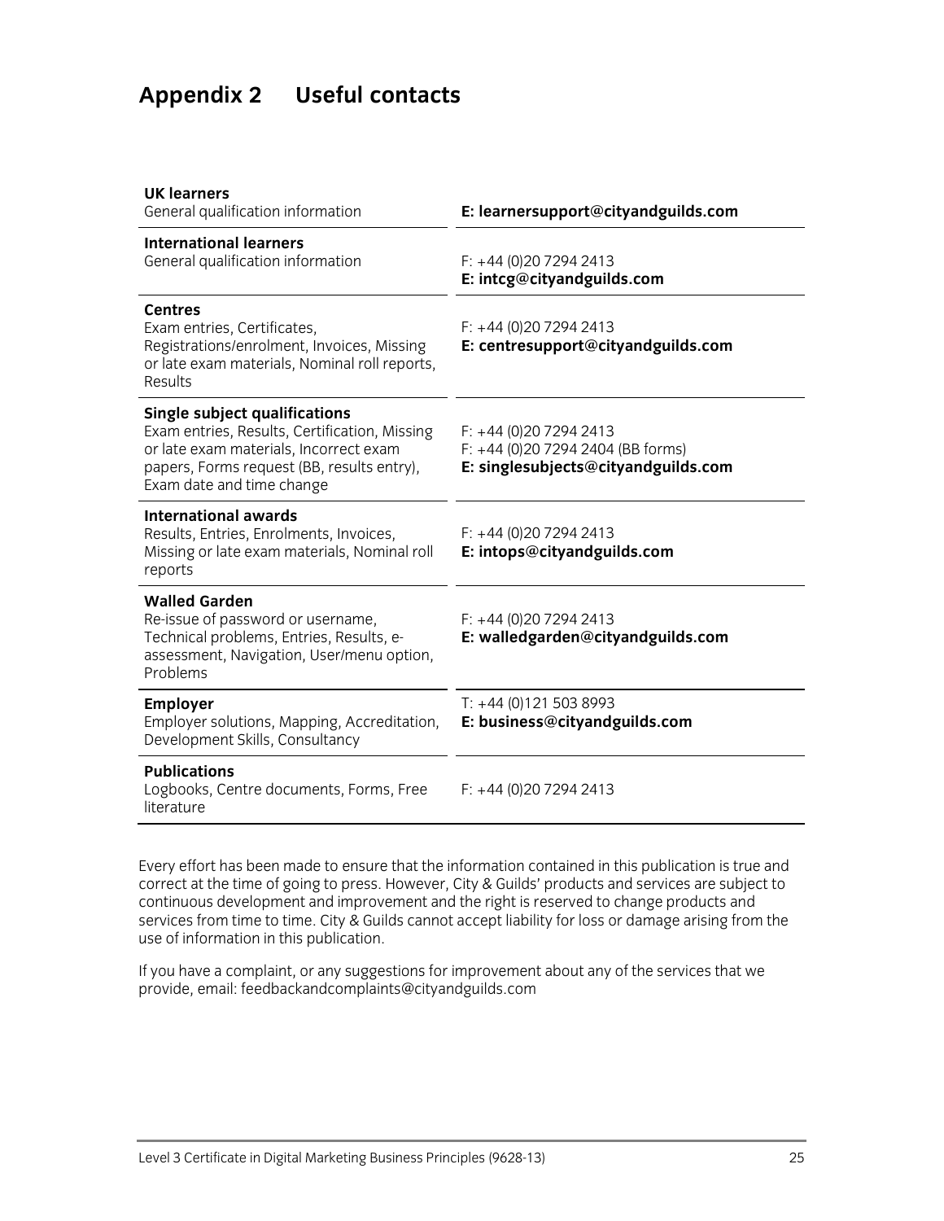# Appendix 2 Useful contacts

| | |
|---|---|
| **UK learners**<br>General qualification information | **E: learnersupport@cityandguilds.com** |
| **International learners**<br>General qualification information | F: +44 (0)20 7294 2413<br>**E: intcg@cityandguilds.com** |
| **Centres**<br>Exam entries, Certificates, Registrations/enrolment, Invoices, Missing or late exam materials, Nominal roll reports, Results | F: +44 (0)20 7294 2413<br>**E: centresupport@cityandguilds.com** |
| **Single subject qualifications**<br>Exam entries, Results, Certification, Missing or late exam materials, Incorrect exam papers, Forms request (BB, results entry), Exam date and time change | F: +44 (0)20 7294 2413<br>F: +44 (0)20 7294 2404 (BB forms)<br>**E: singlesubjects@cityandguilds.com** |
| **International awards**<br>Results, Entries, Enrolments, Invoices, Missing or late exam materials, Nominal roll reports | F: +44 (0)20 7294 2413<br>**E: intops@cityandguilds.com** |
| **Walled Garden**<br>Re-issue of password or username, Technical problems, Entries, Results, e-assessment, Navigation, User/menu option, Problems | F: +44 (0)20 7294 2413<br>**E: walledgarden@cityandguilds.com** |
| **Employer**<br>Employer solutions, Mapping, Accreditation, Development Skills, Consultancy | T: +44 (0)121 503 8993<br>**E: business@cityandguilds.com** |
| **Publications**<br>Logbooks, Centre documents, Forms, Free literature | F: +44 (0)20 7294 2413 |

Every effort has been made to ensure that the information contained in this publication is true and correct at the time of going to press. However, City & Guilds' products and services are subject to continuous development and improvement and the right is reserved to change products and services from time to time. City & Guilds cannot accept liability for loss or damage arising from the use of information in this publication.

If you have a complaint, or any suggestions for improvement about any of the services that we provide, email: feedbackandcomplaints@cityandguilds.com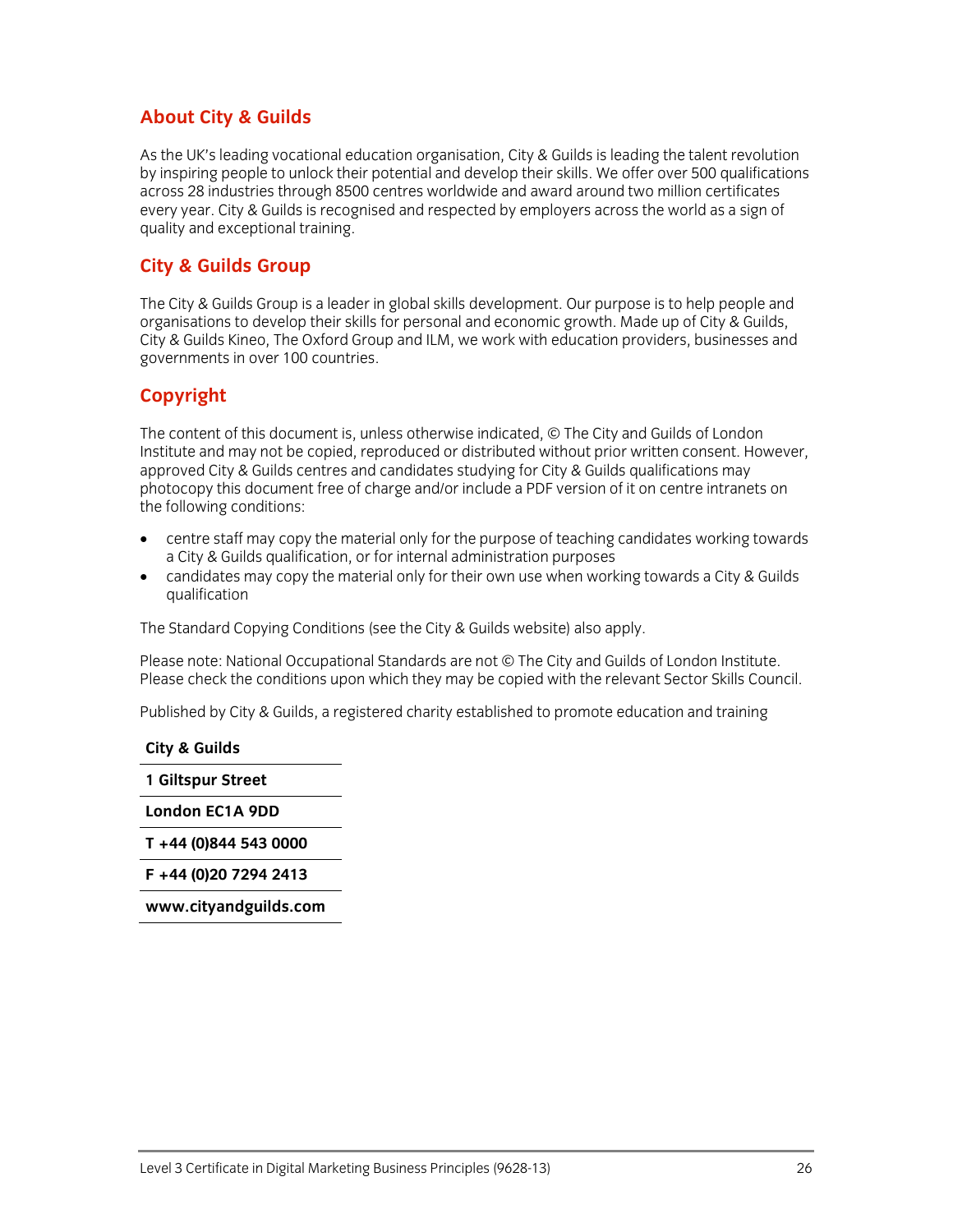## About City & Guilds

As the UK's leading vocational education organisation, City & Guilds is leading the talent revolution by inspiring people to unlock their potential and develop their skills. We offer over 500 qualifications across 28 industries through 8500 centres worldwide and award around two million certificates every year. City & Guilds is recognised and respected by employers across the world as a sign of quality and exceptional training.

## City & Guilds Group

The City & Guilds Group is a leader in global skills development. Our purpose is to help people and organisations to develop their skills for personal and economic growth. Made up of City & Guilds, City & Guilds Kineo, The Oxford Group and ILM, we work with education providers, businesses and governments in over 100 countries.

## Copyright

The content of this document is, unless otherwise indicated, © The City and Guilds of London Institute and may not be copied, reproduced or distributed without prior written consent. However, approved City & Guilds centres and candidates studying for City & Guilds qualifications may photocopy this document free of charge and/or include a PDF version of it on centre intranets on the following conditions:

- centre staff may copy the material only for the purpose of teaching candidates working towards a City & Guilds qualification, or for internal administration purposes
- candidates may copy the material only for their own use when working towards a City & Guilds qualification

The Standard Copying Conditions (see the City & Guilds website) also apply.

Please note: National Occupational Standards are not © The City and Guilds of London Institute. Please check the conditions upon which they may be copied with the relevant Sector Skills Council.

Published by City & Guilds, a registered charity established to promote education and training

**City & Guilds**
**1 Giltspur Street**
**London EC1A 9DD**
**T +44 (0)844 543 0000**
**F +44 (0)20 7294 2413**
**www.cityandguilds.com**